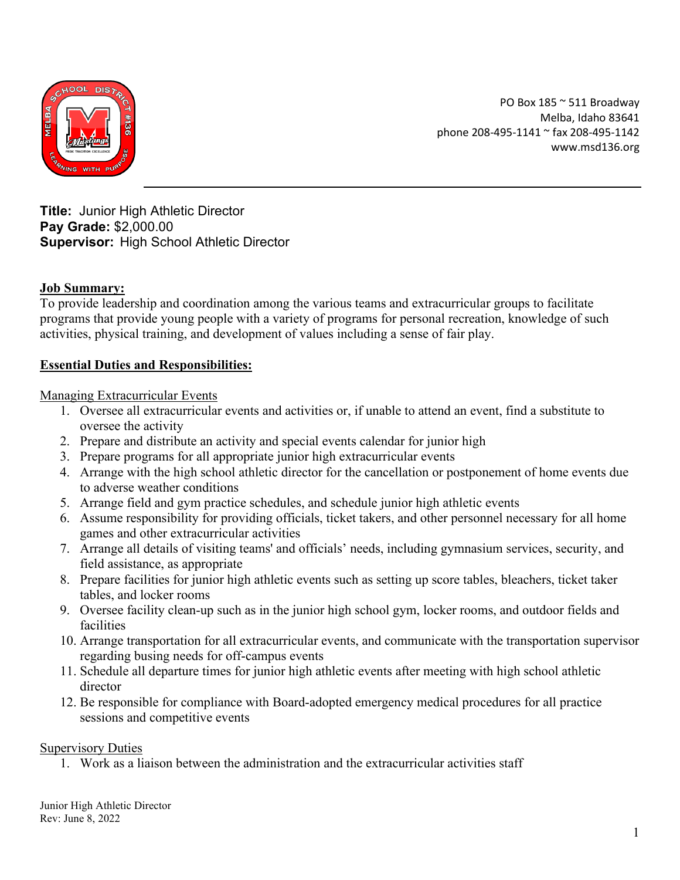PO Box 185 ~ 511 Broadway
Melba, Idaho 83641
phone 208-495-1141 ~ fax 208-495-1142
www.msd136.org

**Title:** Junior High Athletic Director
**Pay Grade:** $2,000.00
**Supervisor:** High School Athletic Director

## Job Summary:

To provide leadership and coordination among the various teams and extracurricular groups to facilitate programs that provide young people with a variety of programs for personal recreation, knowledge of such activities, physical training, and development of values including a sense of fair play.

## Essential Duties and Responsibilities:

### Managing Extracurricular Events

1. Oversee all extracurricular events and activities or, if unable to attend an event, find a substitute to oversee the activity
2. Prepare and distribute an activity and special events calendar for junior high
3. Prepare programs for all appropriate junior high extracurricular events
4. Arrange with the high school athletic director for the cancellation or postponement of home events due to adverse weather conditions
5. Arrange field and gym practice schedules, and schedule junior high athletic events
6. Assume responsibility for providing officials, ticket takers, and other personnel necessary for all home games and other extracurricular activities
7. Arrange all details of visiting teams' and officials' needs, including gymnasium services, security, and field assistance, as appropriate
8. Prepare facilities for junior high athletic events such as setting up score tables, bleachers, ticket taker tables, and locker rooms
9. Oversee facility clean-up such as in the junior high school gym, locker rooms, and outdoor fields and facilities
10. Arrange transportation for all extracurricular events, and communicate with the transportation supervisor regarding busing needs for off-campus events
11. Schedule all departure times for junior high athletic events after meeting with high school athletic director
12. Be responsible for compliance with Board-adopted emergency medical procedures for all practice sessions and competitive events

### Supervisory Duties

1. Work as a liaison between the administration and the extracurricular activities staff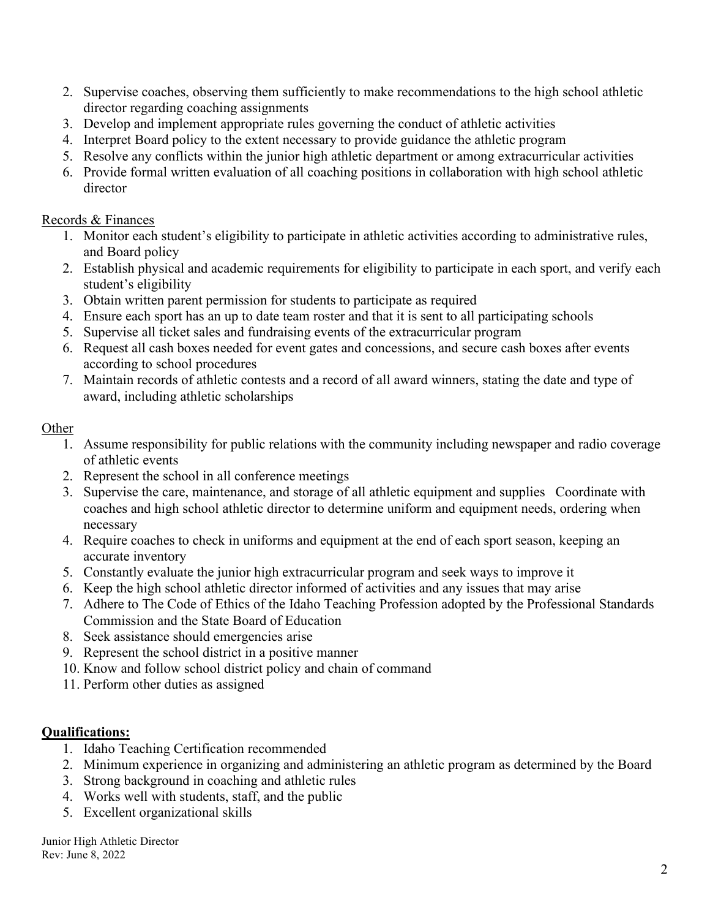2. Supervise coaches, observing them sufficiently to make recommendations to the high school athletic director regarding coaching assignments
3. Develop and implement appropriate rules governing the conduct of athletic activities
4. Interpret Board policy to the extent necessary to provide guidance the athletic program
5. Resolve any conflicts within the junior high athletic department or among extracurricular activities
6. Provide formal written evaluation of all coaching positions in collaboration with high school athletic director

Records & Finances

1. Monitor each student's eligibility to participate in athletic activities according to administrative rules, and Board policy
2. Establish physical and academic requirements for eligibility to participate in each sport, and verify each student's eligibility
3. Obtain written parent permission for students to participate as required
4. Ensure each sport has an up to date team roster and that it is sent to all participating schools
5. Supervise all ticket sales and fundraising events of the extracurricular program
6. Request all cash boxes needed for event gates and concessions, and secure cash boxes after events according to school procedures
7. Maintain records of athletic contests and a record of all award winners, stating the date and type of award, including athletic scholarships

Other

1. Assume responsibility for public relations with the community including newspaper and radio coverage of athletic events
2. Represent the school in all conference meetings
3. Supervise the care, maintenance, and storage of all athletic equipment and supplies Coordinate with coaches and high school athletic director to determine uniform and equipment needs, ordering when necessary
4. Require coaches to check in uniforms and equipment at the end of each sport season, keeping an accurate inventory
5. Constantly evaluate the junior high extracurricular program and seek ways to improve it
6. Keep the high school athletic director informed of activities and any issues that may arise
7. Adhere to The Code of Ethics of the Idaho Teaching Profession adopted by the Professional Standards Commission and the State Board of Education
8. Seek assistance should emergencies arise
9. Represent the school district in a positive manner
10. Know and follow school district policy and chain of command
11. Perform other duties as assigned

**Qualifications:**

1. Idaho Teaching Certification recommended
2. Minimum experience in organizing and administering an athletic program as determined by the Board
3. Strong background in coaching and athletic rules
4. Works well with students, staff, and the public
5. Excellent organizational skills

Junior High Athletic Director
Rev: June 8, 2022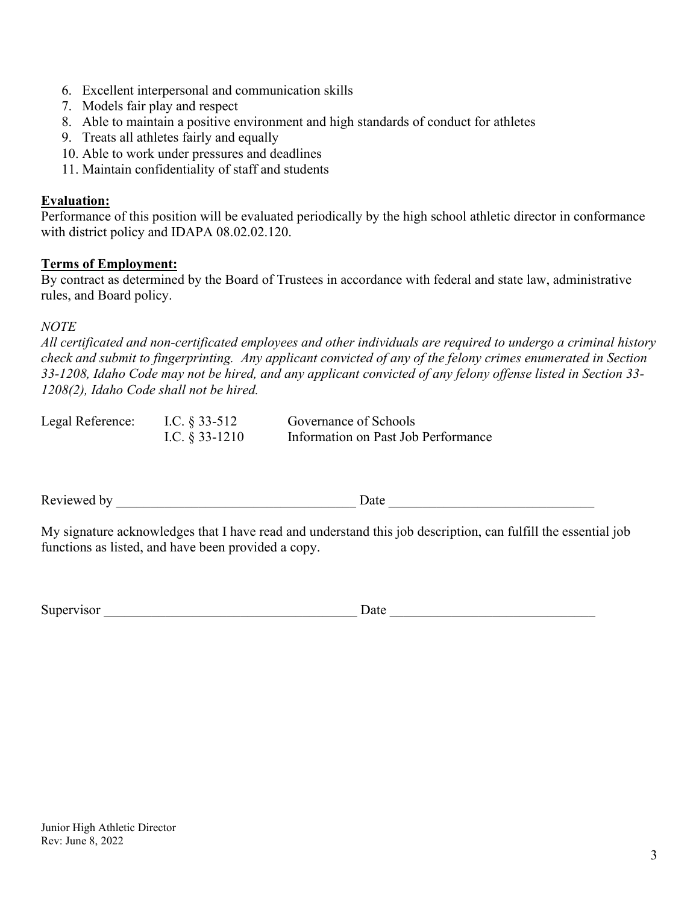6. Excellent interpersonal and communication skills
7. Models fair play and respect
8. Able to maintain a positive environment and high standards of conduct for athletes
9. Treats all athletes fairly and equally
10. Able to work under pressures and deadlines
11. Maintain confidentiality of staff and students

**Evaluation:**

Performance of this position will be evaluated periodically by the high school athletic director in conformance with district policy and IDAPA 08.02.02.120.

**Terms of Employment:**

By contract as determined by the Board of Trustees in accordance with federal and state law, administrative rules, and Board policy.

*NOTE*

*All certificated and non-certificated employees and other individuals are required to undergo a criminal history check and submit to fingerprinting. Any applicant convicted of any of the felony crimes enumerated in Section 33-1208, Idaho Code may not be hired, and any applicant convicted of any felony offense listed in Section 33-1208(2), Idaho Code shall not be hired.*

| | | |
|---|---|---|
| Legal Reference: | I.C. § 33-512 | Governance of Schools |
| | I.C. § 33-1210 | Information on Past Job Performance |

Reviewed by ___________________________________ Date ______________________________

My signature acknowledges that I have read and understand this job description, can fulfill the essential job functions as listed, and have been provided a copy.

Supervisor _____________________________________ Date ______________________________

Junior High Athletic Director
Rev: June 8, 2022